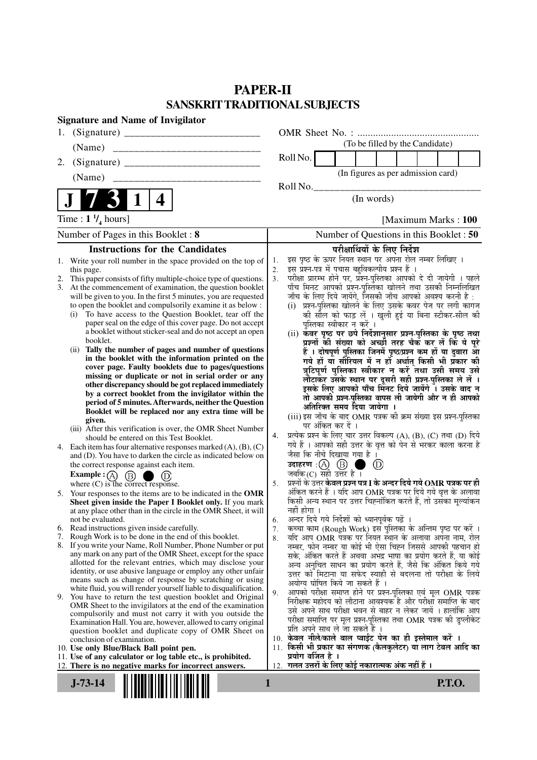# PAPER-II
## SANSKRIT TRADITIONAL SUBJECTS

**Signature and Name of Invigilator**

1. (Signature) ___________________________
   (Name) ___________________________
2. (Signature) ___________________________
   (Name) ___________________________

OMR Sheet No. : ...............................................
(To be filled by the Candidate)

Roll No. | | | | | | | | |

(In figures as per admission card)

Roll No.___________________________________
(In words)

**J 7 3 1 4**

Time : **1 $^1/_4$ hours**] [Maximum Marks : **100**

Number of Pages in this Booklet : **8** | Number of Questions in this Booklet : **50**

### Instructions for the Candidates

1. Write your roll number in the space provided on the top of this page.
2. This paper consists of fifty multiple-choice type of questions.
3. At the commencement of examination, the question booklet will be given to you. In the first 5 minutes, you are requested to open the booklet and compulsorily examine it as below :
   (i) To have access to the Question Booklet, tear off the paper seal on the edge of this cover page. Do not accept a booklet without sticker-seal and do not accept an open booklet.
   (ii) **Tally the number of pages and number of questions in the booklet with the information printed on the cover page. Faulty booklets due to pages/questions missing or duplicate or not in serial order or any other discrepancy should be got replaced immediately by a correct booklet from the invigilator within the period of 5 minutes. Afterwards, neither the Question Booklet will be replaced nor any extra time will be given.**
   (iii) After this verification is over, the OMR Sheet Number should be entered on this Test Booklet.
4. Each item has four alternative responses marked (A), (B), (C) and (D). You have to darken the circle as indicated below on the correct response against each item.
   **Example :** (A) (B) ● (D)
   where (C) is the correct response.
5. Your responses to the items are to be indicated in the **OMR Sheet given inside the Paper I Booklet only.** If you mark at any place other than in the circle in the OMR Sheet, it will not be evaluated.
6. Read instructions given inside carefully.
7. Rough Work is to be done in the end of this booklet.
8. If you write your Name, Roll Number, Phone Number or put any mark on any part of the OMR Sheet, except for the space allotted for the relevant entries, which may disclose your identity, or use abusive language or employ any other unfair means such as change of response by scratching or using white fluid, you will render yourself liable to disqualification.
9. You have to return the test question booklet and Original OMR Sheet to the invigilators at the end of the examination compulsorily and must not carry it with you outside the Examination Hall. You are, however, allowed to carry original question booklet and duplicate copy of OMR Sheet on conclusion of examination.
10. **Use only Blue/Black Ball point pen.**
11. **Use of any calculator or log table etc., is prohibited.**
12. **There is no negative marks for incorrect answers.**

### परीक्षार्थियों के लिए निर्देश

1. इस पृष्ठ के ऊपर नियत स्थान पर अपना रोल नम्बर लिखिए ।
2. इस प्रश्न-पत्र में पचास बहुविकल्पीय प्रश्न हैं ।
3. परीक्षा प्रारम्भ होने पर, प्रश्न-पुस्तिका आपको दे दी जायेगी । पहले पाँच मिनट आपको प्रश्न-पुस्तिका खोलने तथा उसकी निम्नलिखित जाँच के लिए दिये जायेंगे, जिसकी जाँच आपको अवश्य करनी है :
   (i) प्रश्न-पुस्तिका खोलने के लिए उसके कवर पेज पर लगी कागज की सील को फाड़ लें । खुली हुई या बिना स्टीकर-सील की पुस्तिका स्वीकार न करें ।
   (ii) **कवर पृष्ठ पर छपे निर्देशानुसार प्रश्न-पुस्तिका के पृष्ठ तथा प्रश्नों की संख्या को अच्छी तरह चैक कर लें कि ये पूरे हैं । दोषपूर्ण पुस्तिका जिनमें पृष्ठ/प्रश्न कम हों या दुबारा आ गये हों या सीरियल में न हों अर्थात् किसी भी प्रकार की त्रुटिपूर्ण पुस्तिका स्वीकार न करें तथा उसी समय उसे लौटाकर उसके स्थान पर दूसरी सही प्रश्न-पुस्तिका ले लें । इसके लिए आपको पाँच मिनट दिये जायेंगे । उसके बाद न तो आपकी प्रश्न-पुस्तिका वापस ली जायेगी और न ही आपको अतिरिक्त समय दिया जायेगा ।**
   (iii) इस जाँच के बाद OMR पत्रक की क्रम संख्या इस प्रश्न-पुस्तिका पर अंकित कर दें ।
4. प्रत्येक प्रश्न के लिए चार उत्तर विकल्प (A), (B), (C) तथा (D) दिये गये हैं । आपको सही उत्तर के वृत्त को पेन से भरकर काला करना है जैसा कि नीचे दिखाया गया है ।
   **उदाहरण :** (A) (B) ● (D)
   जबकि (C) सही उत्तर है ।
5. प्रश्नों के उत्तर **केवल प्रश्न पत्र I के अन्दर दिये गये OMR पत्रक पर ही** अंकित करने हैं । यदि आप OMR पत्रक पर दिये गये वृत्त के अलावा किसी अन्य स्थान पर उत्तर चिह्नांकित करते हैं, तो उसका मूल्यांकन नहीं होगा ।
6. अन्दर दिये गये निर्देशों को ध्यानपूर्वक पढ़ें ।
7. कच्चा काम (Rough Work) इस पुस्तिका के अन्तिम पृष्ठ पर करें ।
8. यदि आप OMR पत्रक पर नियत स्थान के अलावा अपना नाम, रोल नम्बर, फोन नम्बर या कोई भी ऐसा चिह्न जिससे आपकी पहचान हो सके, अंकित करते हैं अथवा अभद्र भाषा का प्रयोग करते हैं, या कोई अन्य अनुचित साधन का प्रयोग करते हैं, जैसे कि अंकित किये गये उत्तर को मिटाना या सफेद स्याही से बदलना तो परीक्षा के लिये अयोग्य घोषित किये जा सकते हैं ।
9. आपको परीक्षा समाप्त होने पर प्रश्न-पुस्तिका एवं मूल OMR पत्रक निरीक्षक महोदय को लौटाना आवश्यक है और परीक्षा समाप्ति के बाद उसे अपने साथ परीक्षा भवन से बाहर न लेकर जायें । हालांकि आप परीक्षा समाप्ति पर मूल प्रश्न-पुस्तिका तथा OMR पत्रक की डुप्लीकेट प्रति अपने साथ ले जा सकते हैं ।
10. **केवल नीले/काले बाल प्वाईंट पेन का ही इस्तेमाल करें ।**
11. **किसी भी प्रकार का संगणक (कैलकुलेटर) या लाग टेबल आदि का प्रयोग वर्जित है ।**
12. **गलत उत्तरों के लिए कोई नकारात्मक अंक नहीं हैं ।**

**J-73-14** **P.T.O.**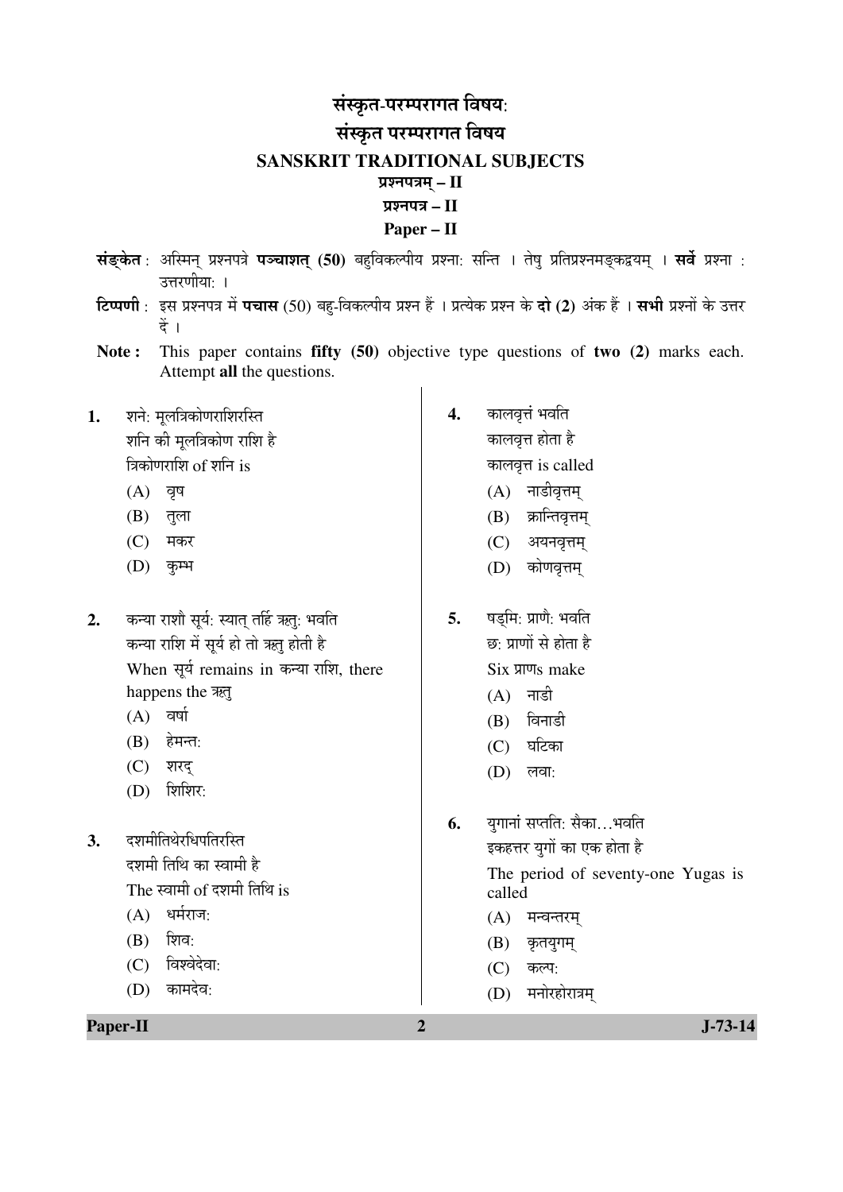# संस्कृत-परम्परागत विषयः

# संस्कृत परम्परागत विषय

# SANSKRIT TRADITIONAL SUBJECTS

## प्रश्नपत्रम् – II

## प्रश्नपत्र – II

## Paper – II

**संङ्केत** : अस्मिन् प्रश्नपत्रे **पञ्चाशत् (50)** बहुविकल्पीय प्रश्नाः सन्ति । तेषु प्रतिप्रश्नमङ्कद्वयम् । **सर्वे** प्रश्ना : उत्तरणीयाः ।

**टिप्पणी** : इस प्रश्नपत्र में **पचास** (50) बहु-विकल्पीय प्रश्न हैं । प्रत्येक प्रश्न के **दो (2)** अंक हैं । **सभी** प्रश्नों के उत्तर दें ।

**Note :** This paper contains **fifty (50)** objective type questions of **two (2)** marks each. Attempt **all** the questions.

**1.** शनेः मूलत्रिकोणराशिरस्ति
शनि की मूलत्रिकोण राशि है
त्रिकोणराशि of शनि is
- (A) वृष
- (B) तुला
- (C) मकर
- (D) कुम्भ

**2.** कन्या राशौ सूर्यः स्यात् तर्हि ऋतुः भवति
कन्या राशि में सूर्य हो तो ऋतु होती है
When सूर्य remains in कन्या राशि, there happens the ऋतु
- (A) वर्षा
- (B) हेमन्तः
- (C) शरद्
- (D) शिशिरः

**3.** दशमीतिथेरधिपतिरस्ति
दशमी तिथि का स्वामी है
The स्वामी of दशमी तिथि is
- (A) धर्मराजः
- (B) शिवः
- (C) विश्वेदेवाः
- (D) कामदेवः

**4.** कालवृत्तं भवति
कालवृत्त होता है
कालवृत्त is called
- (A) नाडीवृत्तम्
- (B) क्रान्तिवृत्तम्
- (C) अयनवृत्तम्
- (D) कोणवृत्तम्

**5.** षड्भिः प्राणैः भवति
छः प्राणों से होता है
Six प्राणs make
- (A) नाडी
- (B) विनाडी
- (C) घटिका
- (D) लवाः

**6.** युगानां सप्ततिः सैका…भवति
इकहत्तर युगों का एक होता है
The period of seventy-one Yugas is called
- (A) मन्वन्तरम्
- (B) कृतयुगम्
- (C) कल्पः
- (D) मनोरहोरात्रम्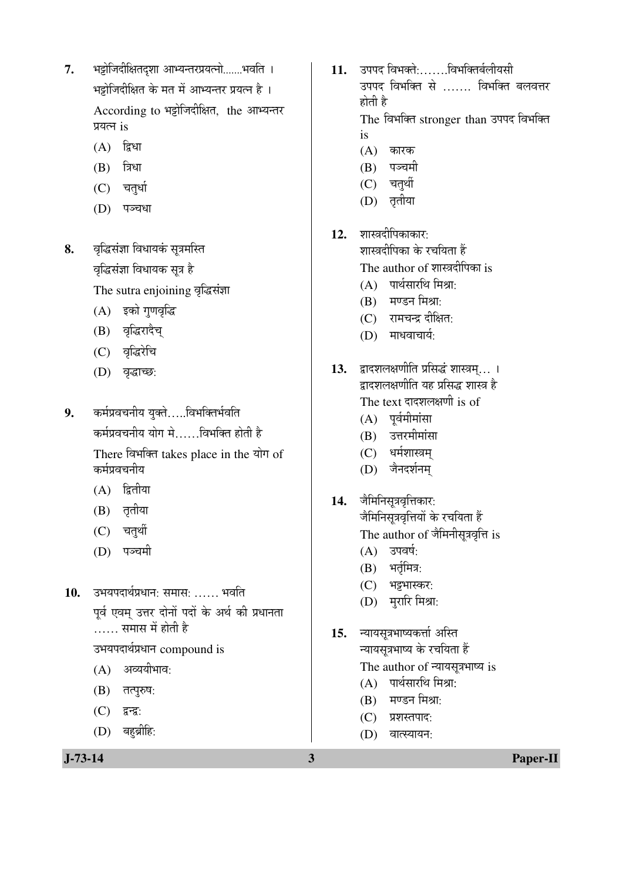7. भट्टोजिदीक्षितदृशा आभ्यन्तरप्रयत्नो.......भवति ।
भट्टोजिदीक्षित के मत में आभ्यन्तर प्रयत्न है ।
According to भट्टोजिदीक्षित, the आभ्यन्तर प्रयत्न is
   - (A) द्विधा
   - (B) त्रिधा
   - (C) चतुर्धा
   - (D) पञ्चधा

8. वृद्धिसंज्ञा विधायकं सूत्रमस्ति
वृद्धिसंज्ञा विधायक सूत्र है
The sutra enjoining वृद्धिसंज्ञा
   - (A) इको गुणवृद्धि
   - (B) वृद्धिरादैच्
   - (C) वृद्धिरेचि
   - (D) वृद्धाच्छः

9. कर्मप्रवचनीय युक्ते.....विभक्तिर्भवति
कर्मप्रवचनीय योग मे......विभक्ति होती है
There विभक्ति takes place in the योग of कर्मप्रवचनीय
   - (A) द्वितीया
   - (B) तृतीया
   - (C) चतुर्थी
   - (D) पञ्चमी

10. उभयपदार्थप्रधानः समासः ...... भवति
पूर्व एवम् उत्तर दोनों पदों के अर्थ की प्रधानता ...... समास में होती है
उभयपदार्थप्रधान compound is
   - (A) अव्ययीभावः
   - (B) तत्पुरुषः
   - (C) द्वन्द्वः
   - (D) बहुव्रीहिः

11. उपपद विभक्तेः.......विभक्तिर्बलीयसी
उपपद विभक्ति से ....... विभक्ति बलवत्तर होती है
The विभक्ति stronger than उपपद विभक्ति is
   - (A) कारक
   - (B) पञ्चमी
   - (C) चतुर्थी
   - (D) तृतीया

12. शास्त्रदीपिकाकारः
शास्त्रदीपिका के रचयिता हैं
The author of शास्त्रदीपिका is
   - (A) पार्थसारथि मिश्राः
   - (B) मण्डन मिश्राः
   - (C) रामचन्द्र दीक्षितः
   - (D) माधवाचार्यः

13. द्वादशलक्षणीति प्रसिद्धं शास्त्रम्... ।
द्वादशलक्षणीति यह प्रसिद्ध शास्त्र है
The text दादशलक्षणी is of
   - (A) पूर्वमीमांसा
   - (B) उत्तरमीमांसा
   - (C) धर्मशास्त्रम्
   - (D) जैनदर्शनम्

14. जैमिनिसूत्रवृत्तिकारः
जैमिनिसूत्रवृत्तियों के रचयिता हैं
The author of जैमिनीसूत्रवृत्ति is
   - (A) उपवर्षः
   - (B) भर्तृमित्रः
   - (C) भट्टभास्करः
   - (D) मुरारि मिश्राः

15. न्यायसूत्रभाष्यकर्त्ता अस्ति
न्यायसूत्रभाष्य के रचयिता हैं
The author of न्यायसूत्रभाष्य is
   - (A) पार्थसारथि मिश्राः
   - (B) मण्डन मिश्राः
   - (C) प्रशस्तपादः
   - (D) वात्स्यायनः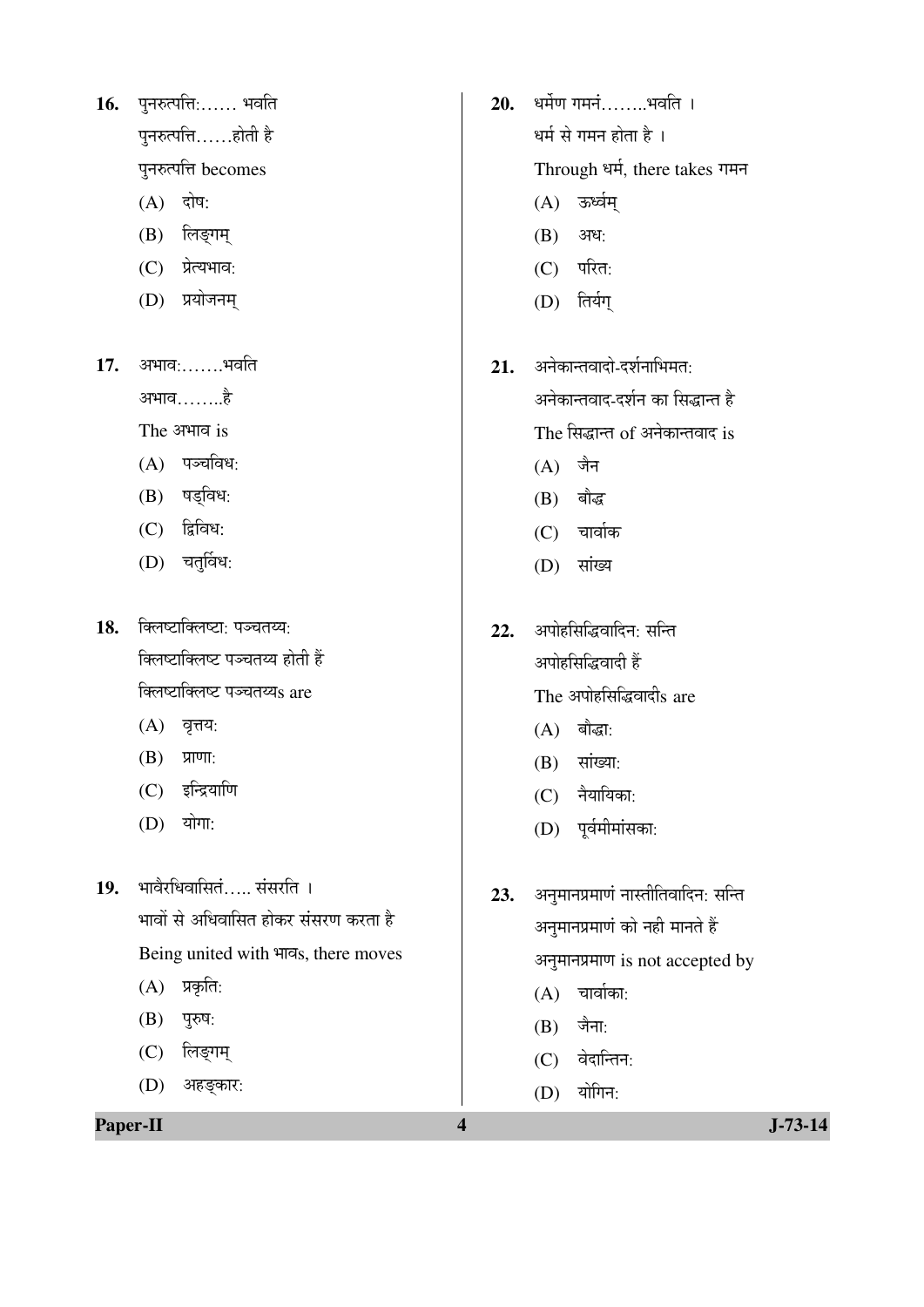16. पुनरुत्पत्तिः…… भवति

पुनरुत्पत्ति……होती है

पुनरुत्पत्ति becomes

(A) दोषः

(B) लिङ्गम्

(C) प्रेत्यभावः

(D) प्रयोजनम्

17. अभावः…….भवति

अभाव……..है

The अभाव is

(A) पञ्चविधः

(B) षड्विधः

(C) द्विविधः

(D) चतुर्विधः

18. क्लिष्टाक्लिष्टाः पञ्चतय्यः

क्लिष्टाक्लिष्ट पञ्चतय्य होती हैं

क्लिष्टाक्लिष्ट पञ्चतय्यs are

(A) वृत्तयः

(B) प्राणाः

(C) इन्द्रियाणि

(D) योगाः

19. भावैरधिवासितं….. संसरति ।

भावों से अधिवासित होकर संसरण करता है

Being united with भावs, there moves

(A) प्रकृतिः

(B) पुरुषः

(C) लिङ्गम्

(D) अहङ्कारः

20. धर्मेण गमनं……..भवति ।

धर्म से गमन होता है ।

Through धर्म, there takes गमन

(A) ऊर्ध्वम्

(B) अधः

(C) परितः

(D) तिर्यग्

21. अनेकान्तवादो-दर्शनाभिमतः

अनेकान्तवाद-दर्शन का सिद्धान्त है

The सिद्धान्त of अनेकान्तवाद is

(A) जैन

(B) बौद्ध

(C) चार्वाक

(D) सांख्य

22. अपोहसिद्धिवादिनः सन्ति

अपोहसिद्धिवादी हैं

The अपोहसिद्धिवादीs are

(A) बौद्धाः

(B) सांख्याः

(C) नैयायिकाः

(D) पूर्वमीमांसकाः

23. अनुमानप्रमाणं नास्तीतिवादिनः सन्ति

अनुमानप्रमाणं को नही मानते हैं

अनुमानप्रमाण is not accepted by

(A) चार्वाकाः

(B) जैनाः

(C) वेदान्तिनः

(D) योगिनः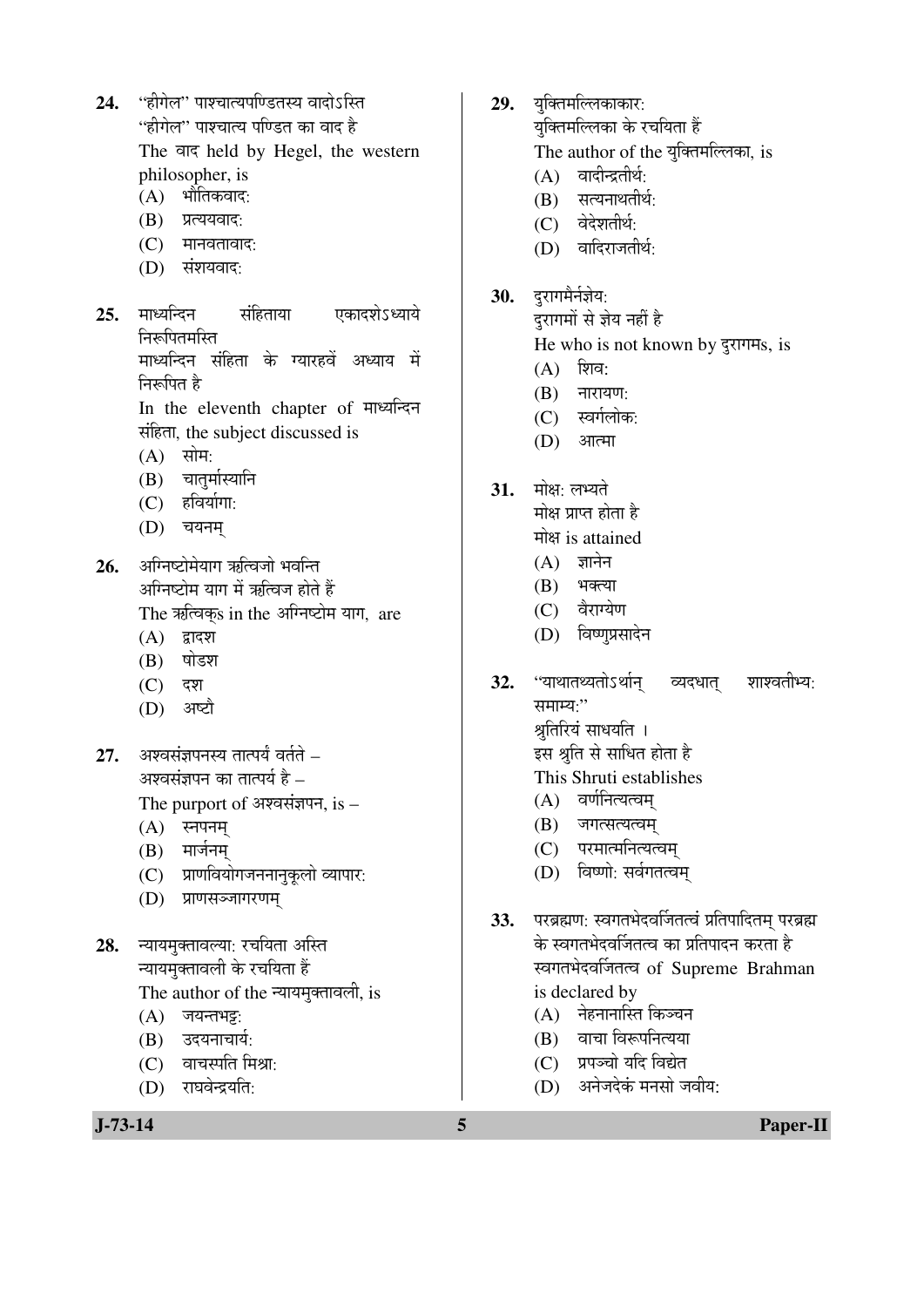24. "हीगेल" पाश्चात्यपण्डितस्य वादोऽस्ति
"हीगेल" पाश्चात्य पण्डित का वाद है
The वाद held by Hegel, the western philosopher, is
(A) भौतिकवादः
(B) प्रत्ययवादः
(C) मानवतावादः
(D) संशयवादः

25. माध्यन्दिन संहिताया एकादशेऽध्याये निरूपितमस्ति
माध्यन्दिन संहिता के ग्यारहवें अध्याय में निरूपित है
In the eleventh chapter of माध्यन्दिन संहिता, the subject discussed is
(A) सोमः
(B) चातुर्मास्यानि
(C) हविर्यागाः
(D) चयनम्

26. अग्निष्टोमेयाग ऋत्विजो भवन्ति
अग्निष्टोम याग में ऋत्विज होते हैं
The ऋत्विक्s in the अग्निष्टोम याग, are
(A) द्वादश
(B) षोडश
(C) दश
(D) अष्टौ

27. अश्वसंज्ञपनस्य तात्पर्यं वर्तते –
अश्वसंज्ञपन का तात्पर्य है –
The purport of अश्वसंज्ञपन, is –
(A) स्नपनम्
(B) मार्जनम्
(C) प्राणवियोगजननानुकूलो व्यापारः
(D) प्राणसञ्जागरणम्

28. न्यायमुक्तावल्याः रचयिता अस्ति
न्यायमुक्तावली के रचयिता हैं
The author of the न्यायमुक्तावली, is
(A) जयन्तभट्टः
(B) उदयनाचार्यः
(C) वाचस्पति मिश्राः
(D) राघवेन्द्रयतिः

29. युक्तिमल्लिकाकारः
युक्तिमल्लिका के रचयिता हैं
The author of the युक्तिमल्लिका, is
(A) वादीन्द्रतीर्थः
(B) सत्यनाथतीर्थः
(C) वेदेशतीर्थः
(D) वादिराजतीर्थः

30. दुरागमैर्नज्ञेयः
दुरागमों से ज्ञेय नहीं है
He who is not known by दुरागमs, is
(A) शिवः
(B) नारायणः
(C) स्वर्गलोकः
(D) आत्मा

31. मोक्षः लभ्यते
मोक्ष प्राप्त होता है
मोक्ष is attained
(A) ज्ञानेन
(B) भक्त्या
(C) वैराग्येण
(D) विष्णुप्रसादेन

32. "याथातथ्यतोऽर्थान् व्यदधात् शाश्वतीभ्यः समाभ्यः"
श्रुतिरियं साधयति ।
इस श्रुति से साधित होता है
This Shruti establishes
(A) वर्णनित्यत्वम्
(B) जगत्सत्यत्वम्
(C) परमात्मनित्यत्वम्
(D) विष्णोः सर्वगतत्वम्

33. परब्रह्मणः स्वगतभेदवर्जितत्वं प्रतिपादितम् परब्रह्म के स्वगतभेदवर्जितत्व का प्रतिपादन करता है
स्वगतभेदवर्जितत्व of Supreme Brahman is declared by
(A) नेहनानास्ति किञ्चन
(B) वाचा विरूपनित्यया
(C) प्रपञ्चो यदि विद्येत
(D) अनेजदेकं मनसो जवीयः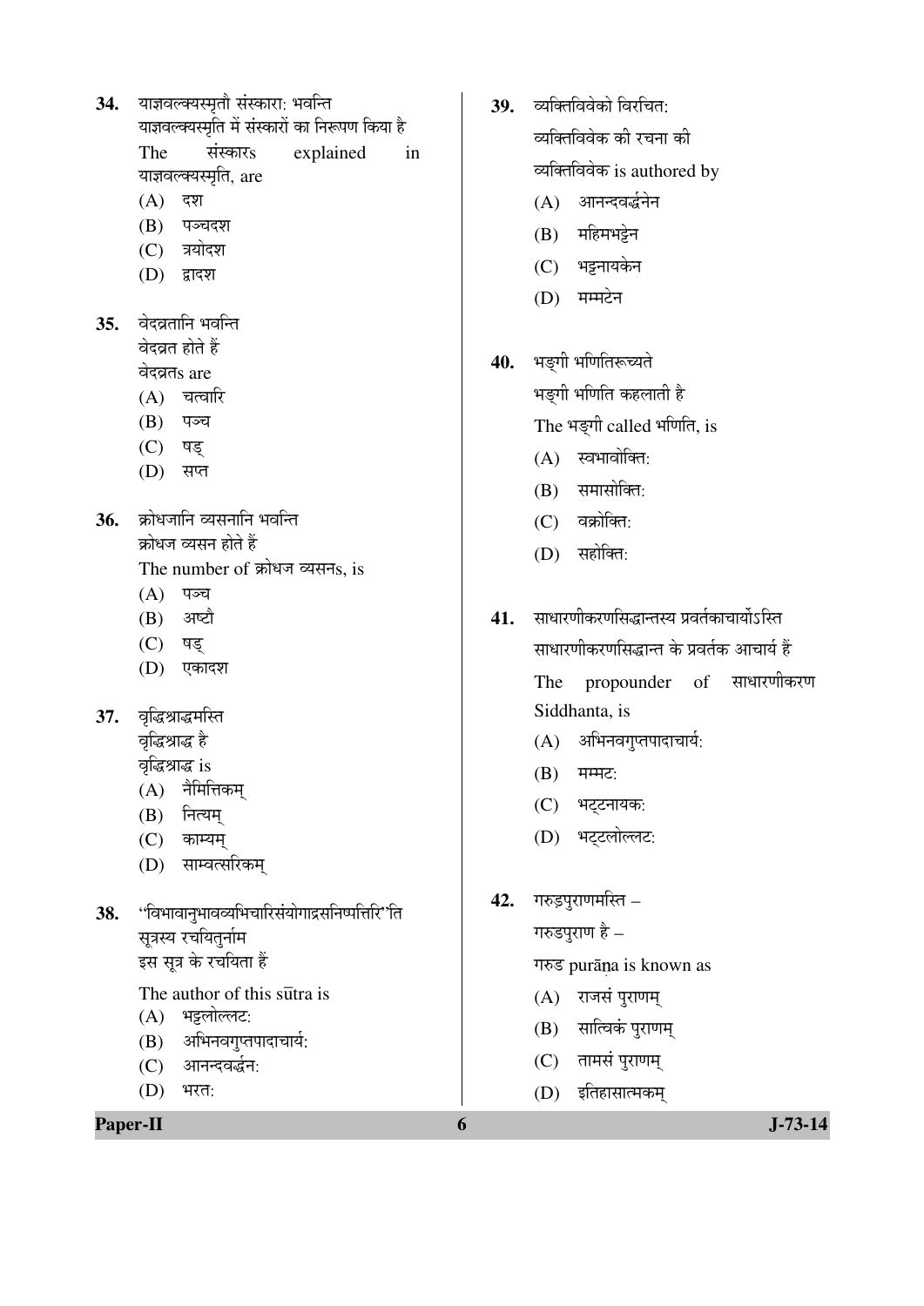34. याज्ञवल्क्यस्मृतौ संस्कारा: भवन्ति
याज्ञवल्क्यस्मृति में संस्कारों का निरूपण किया है
The संस्कारs explained in याज्ञवल्क्यस्मृति, are
    (A) दश
    (B) पञ्चदश
    (C) त्रयोदश
    (D) द्वादश

35. वेदव्रतानि भवन्ति
वेदव्रत होते हैं
वेदव्रतs are
    (A) चत्वारि
    (B) पञ्च
    (C) षड्
    (D) सप्त

36. क्रोधजानि व्यसनानि भवन्ति
क्रोधज व्यसन होते हैं
The number of क्रोधज व्यसनs, is
    (A) पञ्च
    (B) अष्टौ
    (C) षड्
    (D) एकादश

37. वृद्धिश्राद्धमस्ति
वृद्धिश्राद्ध है
वृद्धिश्राद्ध is
    (A) नैमित्तिकम्
    (B) नित्यम्
    (C) काम्यम्
    (D) साम्वत्सरिकम्

38. "विभावानुभावव्यभिचारिसंयोगाद्रसनिष्पत्तिर्"ति सूत्रस्य रचयितुर्नाम
इस सूत्र के रचयिता हैं
The author of this sūtra is
    (A) भट्टलोल्लट:
    (B) अभिनवगुप्तपादाचार्य:
    (C) आनन्दवर्द्धन:
    (D) भरत:

39. व्यक्तिविवेको विरचित:
व्यक्तिविवेक की रचना की
व्यक्तिविवेक is authored by
    (A) आनन्दवर्द्धनेन
    (B) महिमभट्टेन
    (C) भट्टनायकेन
    (D) मम्मटेन

40. भङ्गी भणितिरूच्यते
भङ्गी भणिति कहलाती है
The भङ्गी called भणिति, is
    (A) स्वभावोक्ति:
    (B) समासोक्ति:
    (C) वक्रोक्ति:
    (D) सहोक्ति:

41. साधारणीकरणसिद्धान्तस्य प्रवर्तकाचार्योऽस्ति
साधारणीकरणसिद्धान्त के प्रवर्तक आचार्य हैं
The propounder of साधारणीकरण Siddhanta, is
    (A) अभिनवगुप्तपादाचार्य:
    (B) मम्मट:
    (C) भट्टनायक:
    (D) भट्टलोल्लट:

42. गरुड़पुराणमस्ति –
गरुडपुराण है –
गरुड purāṇa is known as
    (A) राजसं पुराणम्
    (B) सात्विकं पुराणम्
    (C) तामसं पुराणम्
    (D) इतिहासात्मकम्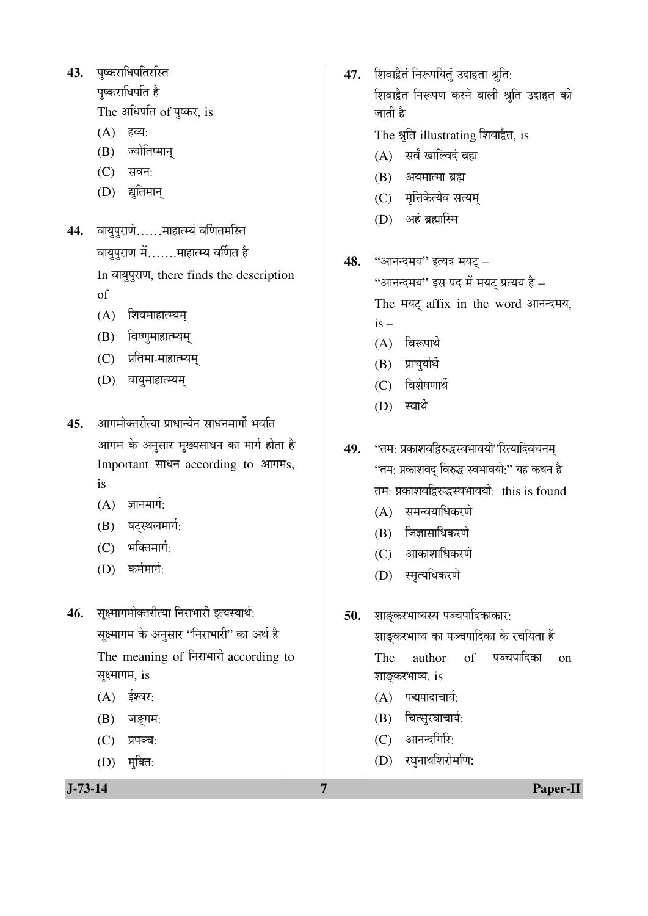43. पुष्कराधिपतिरस्ति
पुष्कराधिपति है
The अधिपति of पुष्कर, is
   (A) हव्य:
   (B) ज्योतिष्मान्
   (C) सवन:
   (D) द्युतिमान्

44. वायुपुराणे……माहात्म्यं वर्णितमस्ति
वायुपुराण में…….माहात्म्य वर्णित है
In वायुपुराण, there finds the description of
   (A) शिवमाहात्म्यम्
   (B) विष्णुमाहात्म्यम्
   (C) प्रतिमा-माहात्म्यम्
   (D) वायुमाहात्म्यम्

45. आगमोक्तरीत्या प्राधान्येन साधनमार्गो भवति
आगम के अनुसार मुख्यसाधन का मार्ग होता है
Important साधन according to आगमs, is
   (A) ज्ञानमार्ग:
   (B) षट्स्थलमार्ग:
   (C) भक्तिमार्ग:
   (D) कर्ममार्ग:

46. सूक्ष्मागमोक्तरीत्या निराभारी इत्यस्यार्थ:
सूक्ष्मागम के अनुसार "निराभारी" का अर्थ है
The meaning of निराभारी according to सूक्ष्मागम, is
   (A) ईश्वर:
   (B) जङ्गम:
   (C) प्रपञ्च:
   (D) मुक्ति:

47. शिवाद्वैतं निरूपयितुं उदाहृता श्रुति:
शिवाद्वैत निरूपण करने वाली श्रुति उदाहृत की जाती है
The श्रुति illustrating शिवाद्वैत, is
   (A) सर्वं खाल्विदं ब्रह्म
   (B) अयमात्मा ब्रह्म
   (C) मृत्तिकेत्येव सत्यम्
   (D) अहं ब्रह्मास्मि

48. "आनन्दमय" इत्यत्र मयट् –
"आनन्दमय" इस पद में मयट् प्रत्यय है –
The मयट् affix in the word आनन्दमय, is –
   (A) विरूपार्थे
   (B) प्राचुर्यार्थे
   (C) विशेषणार्थे
   (D) स्वार्थे

49. "तम: प्रकाशवद्विरुद्धस्वभावयो"रित्यादिवचनम्
"तम: प्रकाशवद् विरुद्ध स्वभावयो:" यह कथन है
तम: प्रकाशवद्विरुद्धस्वभावयो: this is found
   (A) समन्वयाधिकरणे
   (B) जिज्ञासाधिकरणे
   (C) आकाशाधिकरणे
   (D) स्मृत्यधिकरणे

50. शाङ्करभाष्यस्य पञ्चपादिकाकार:
शाङ्करभाष्य का पञ्चपादिका के रचयिता हैं
The author of पञ्चपादिका on शाङ्करभाष्य, is
   (A) पद्मपादाचार्य:
   (B) चित्सुखाचार्य:
   (C) आनन्दगिरि:
   (D) रघुनाथशिरोमणि: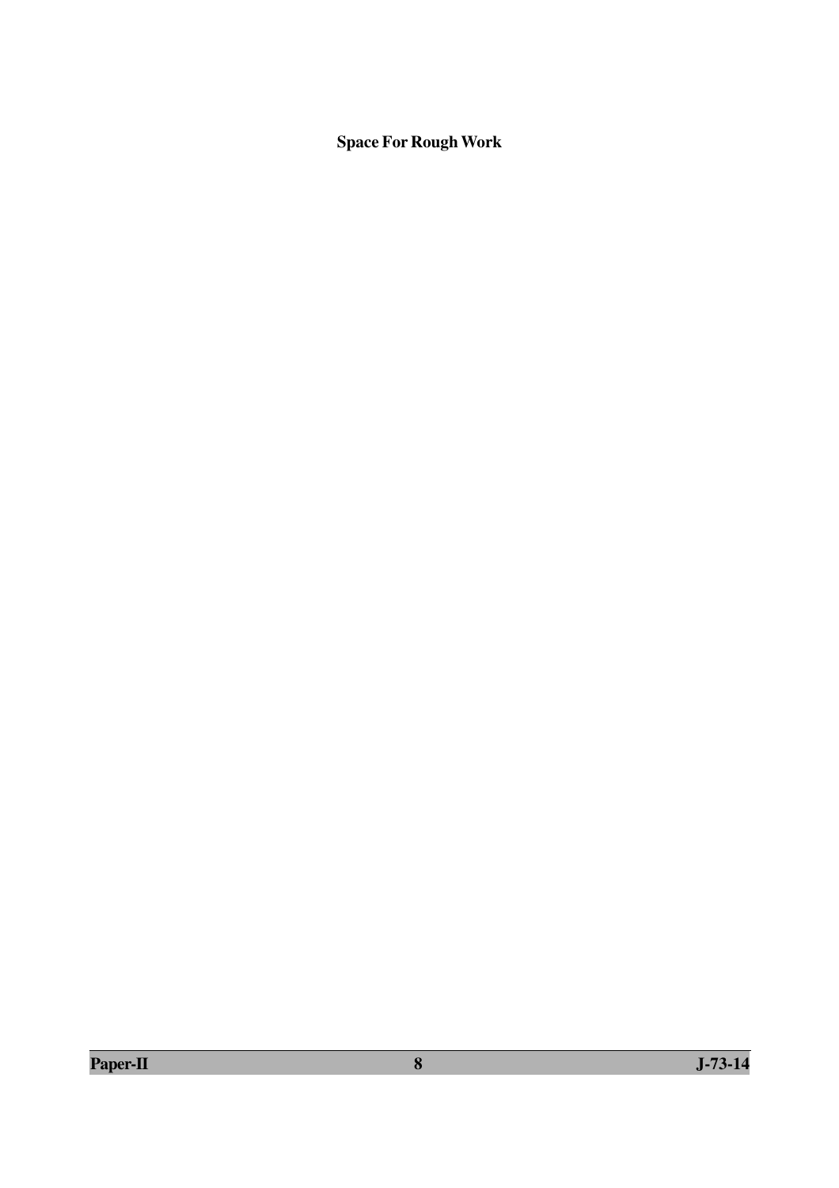**Space For Rough Work**